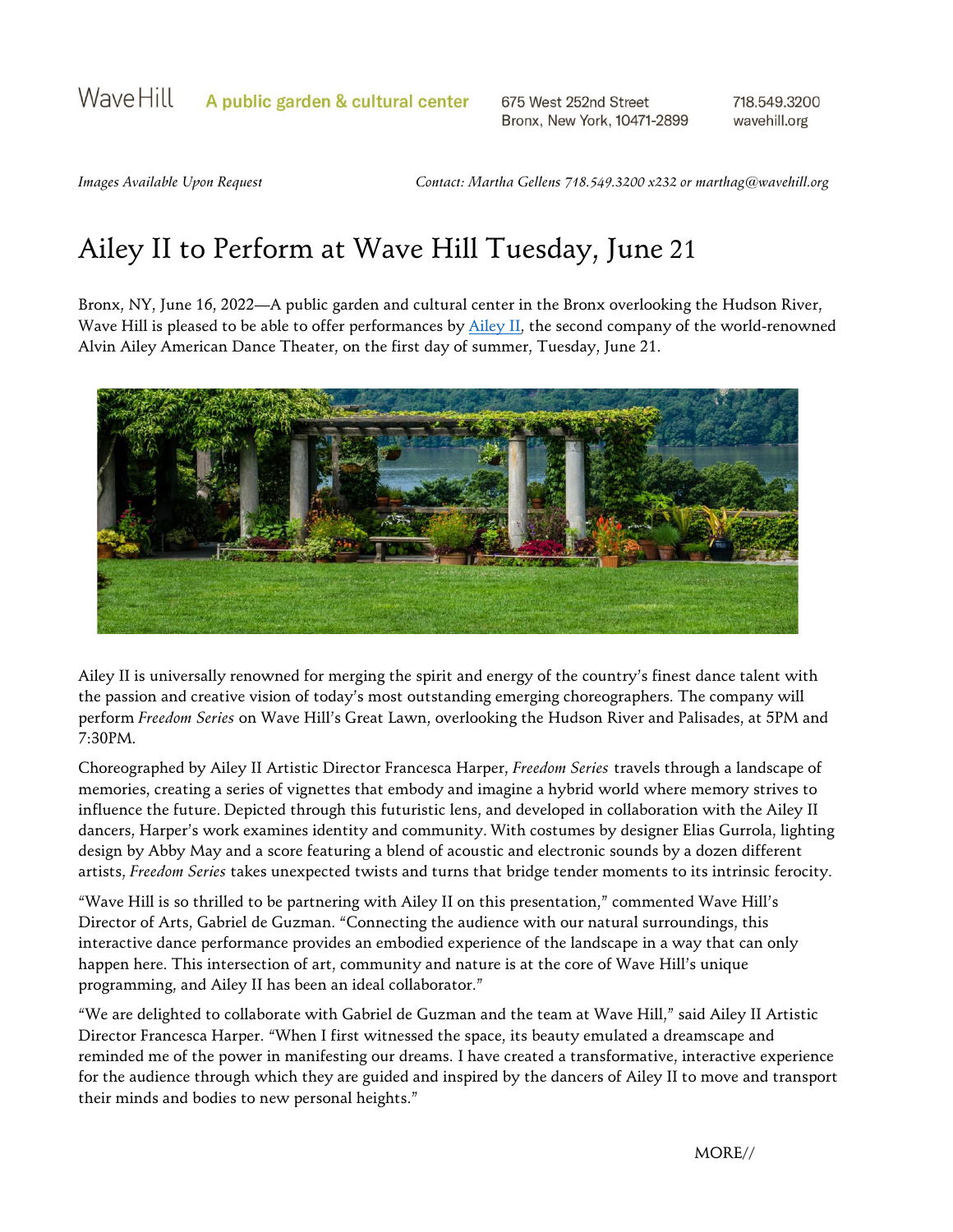Wave Hill **A public garden & cultural center** 675 West 252nd Street Bronx, New York, 10471-2899 718.549.3200 wavehill.org

*Images Available Upon Request* *Contact: Martha Gellens 718.549.3200 x232 or marthag@wavehill.org*

# Ailey II to Perform at Wave Hill Tuesday, June 21

Bronx, NY, June 16, 2022—A public garden and cultural center in the Bronx overlooking the Hudson River, Wave Hill is pleased to be able to offer performances by Ailey II, the second company of the world-renowned Alvin Ailey American Dance Theater, on the first day of summer, Tuesday, June 21.

Ailey II is universally renowned for merging the spirit and energy of the country's finest dance talent with the passion and creative vision of today's most outstanding emerging choreographers. The company will perform *Freedom Series* on Wave Hill's Great Lawn, overlooking the Hudson River and Palisades, at 5PM and 7:30PM.

Choreographed by Ailey II Artistic Director Francesca Harper, *Freedom Series* travels through a landscape of memories, creating a series of vignettes that embody and imagine a hybrid world where memory strives to influence the future. Depicted through this futuristic lens, and developed in collaboration with the Ailey II dancers, Harper's work examines identity and community. With costumes by designer Elias Gurrola, lighting design by Abby May and a score featuring a blend of acoustic and electronic sounds by a dozen different artists, *Freedom Series* takes unexpected twists and turns that bridge tender moments to its intrinsic ferocity.

"Wave Hill is so thrilled to be partnering with Ailey II on this presentation," commented Wave Hill's Director of Arts, Gabriel de Guzman. "Connecting the audience with our natural surroundings, this interactive dance performance provides an embodied experience of the landscape in a way that can only happen here. This intersection of art, community and nature is at the core of Wave Hill's unique programming, and Ailey II has been an ideal collaborator."

"We are delighted to collaborate with Gabriel de Guzman and the team at Wave Hill," said Ailey II Artistic Director Francesca Harper. "When I first witnessed the space, its beauty emulated a dreamscape and reminded me of the power in manifesting our dreams. I have created a transformative, interactive experience for the audience through which they are guided and inspired by the dancers of Ailey II to move and transport their minds and bodies to new personal heights."

MORE//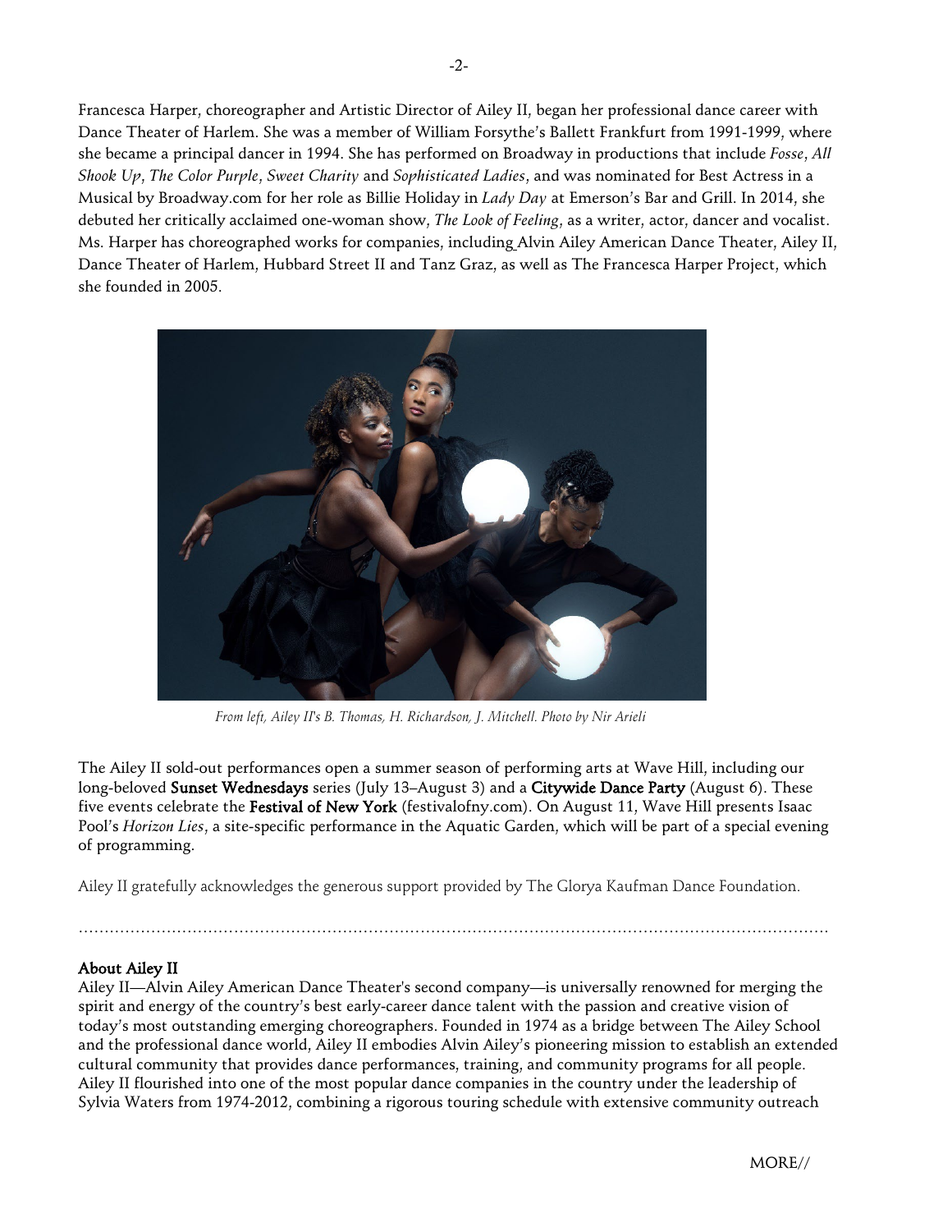Francesca Harper, choreographer and Artistic Director of Ailey II, began her professional dance career with Dance Theater of Harlem. She was a member of William Forsythe's Ballett Frankfurt from 1991-1999, where she became a principal dancer in 1994. She has performed on Broadway in productions that include *Fosse*, *All Shook Up*, *The Color Purple*, *Sweet Charity* and *Sophisticated Ladies*, and was nominated for Best Actress in a Musical by Broadway.com for her role as Billie Holiday in *Lady Day* at Emerson's Bar and Grill. In 2014, she debuted her critically acclaimed one-woman show, *The Look of Feeling*, as a writer, actor, dancer and vocalist. Ms. Harper has choreographed works for companies, including Alvin Ailey American Dance Theater, Ailey II, Dance Theater of Harlem, Hubbard Street II and Tanz Graz, as well as The Francesca Harper Project, which she founded in 2005.

*From left, Ailey II's B. Thomas, H. Richardson, J. Mitchell. Photo by Nir Arieli*

The Ailey II sold-out performances open a summer season of performing arts at Wave Hill, including our long-beloved **Sunset Wednesdays** series (July 13–August 3) and a **Citywide Dance Party** (August 6). These five events celebrate the **Festival of New York** (festivalofny.com). On August 11, Wave Hill presents Isaac Pool's *Horizon Lies*, a site-specific performance in the Aquatic Garden, which will be part of a special evening of programming.

Ailey II gratefully acknowledges the generous support provided by The Glorya Kaufman Dance Foundation.

---

**About Ailey II**

Ailey II—Alvin Ailey American Dance Theater's second company—is universally renowned for merging the spirit and energy of the country's best early-career dance talent with the passion and creative vision of today's most outstanding emerging choreographers. Founded in 1974 as a bridge between The Ailey School and the professional dance world, Ailey II embodies Alvin Ailey's pioneering mission to establish an extended cultural community that provides dance performances, training, and community programs for all people. Ailey II flourished into one of the most popular dance companies in the country under the leadership of Sylvia Waters from 1974-2012, combining a rigorous touring schedule with extensive community outreach

MORE//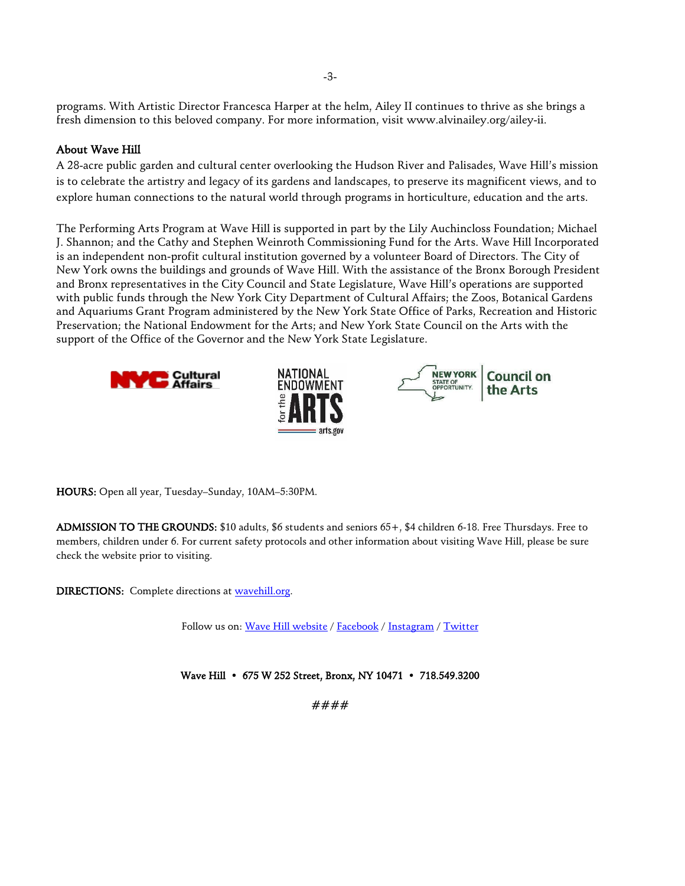programs. With Artistic Director Francesca Harper at the helm, Ailey II continues to thrive as she brings a fresh dimension to this beloved company. For more information, visit www.alvinailey.org/ailey-ii.

**About Wave Hill**

A 28-acre public garden and cultural center overlooking the Hudson River and Palisades, Wave Hill's mission is to celebrate the artistry and legacy of its gardens and landscapes, to preserve its magnificent views, and to explore human connections to the natural world through programs in horticulture, education and the arts.

The Performing Arts Program at Wave Hill is supported in part by the Lily Auchincloss Foundation; Michael J. Shannon; and the Cathy and Stephen Weinroth Commissioning Fund for the Arts. Wave Hill Incorporated is an independent non-profit cultural institution governed by a volunteer Board of Directors. The City of New York owns the buildings and grounds of Wave Hill. With the assistance of the Bronx Borough President and Bronx representatives in the City Council and State Legislature, Wave Hill's operations are supported with public funds through the New York City Department of Cultural Affairs; the Zoos, Botanical Gardens and Aquariums Grant Program administered by the New York State Office of Parks, Recreation and Historic Preservation; the National Endowment for the Arts; and New York State Council on the Arts with the support of the Office of the Governor and the New York State Legislature.

NYC Cultural Affairs

NATIONAL ENDOWMENT for the ARTS arts.gov

NEW YORK STATE OF OPPORTUNITY. Council on the Arts

**HOURS:** Open all year, Tuesday–Sunday, 10AM–5:30PM.

**ADMISSION TO THE GROUNDS:** $10 adults, $6 students and seniors 65+, $4 children 6-18. Free Thursdays. Free to members, children under 6. For current safety protocols and other information about visiting Wave Hill, please be sure check the website prior to visiting.

**DIRECTIONS:** Complete directions at wavehill.org.

Follow us on: Wave Hill website / Facebook / Instagram / Twitter

**Wave Hill • 675 W 252 Street, Bronx, NY 10471 • 718.549.3200**

*####*